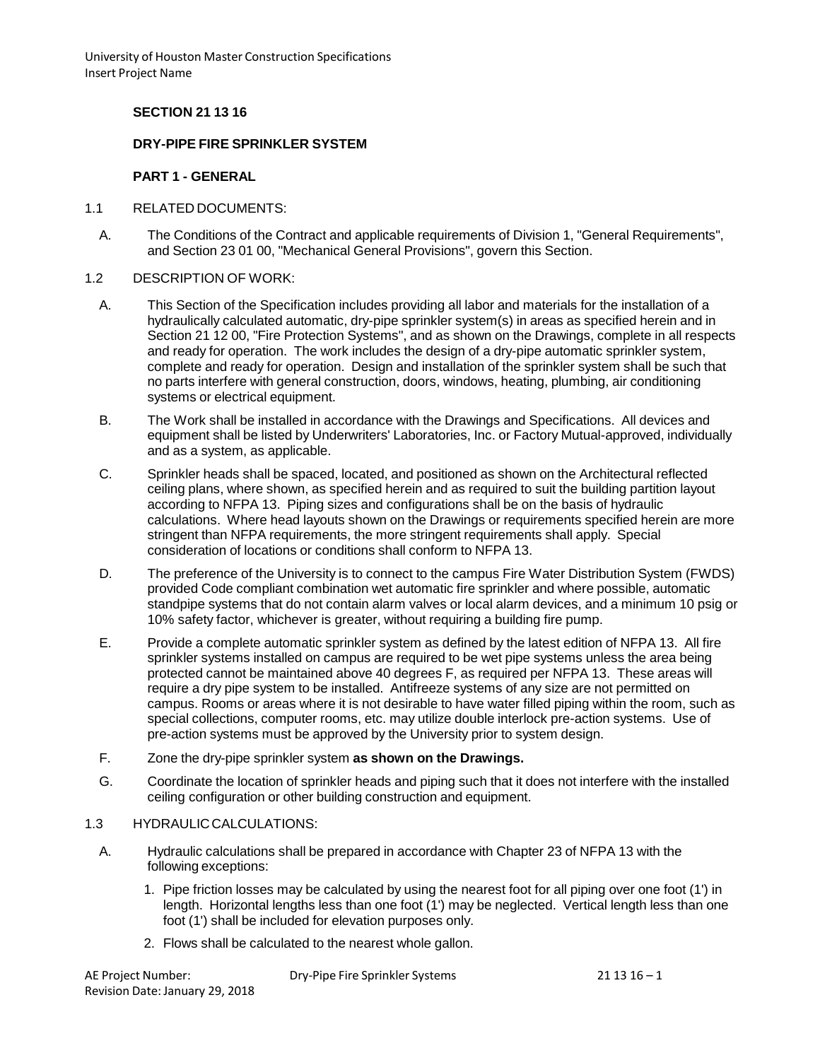**SECTION 21 13 16**

**DRY-PIPE FIRE SPRINKLER SYSTEM**

**PART 1 - GENERAL**

1.1 RELATED DOCUMENTS:

A. The Conditions of the Contract and applicable requirements of Division 1, "General Requirements", and Section 23 01 00, "Mechanical General Provisions", govern this Section.

1.2 DESCRIPTION OF WORK:

A. This Section of the Specification includes providing all labor and materials for the installation of a hydraulically calculated automatic, dry-pipe sprinkler system(s) in areas as specified herein and in Section 21 12 00, "Fire Protection Systems", and as shown on the Drawings, complete in all respects and ready for operation. The work includes the design of a dry-pipe automatic sprinkler system, complete and ready for operation. Design and installation of the sprinkler system shall be such that no parts interfere with general construction, doors, windows, heating, plumbing, air conditioning systems or electrical equipment.

B. The Work shall be installed in accordance with the Drawings and Specifications. All devices and equipment shall be listed by Underwriters' Laboratories, Inc. or Factory Mutual-approved, individually and as a system, as applicable.

C. Sprinkler heads shall be spaced, located, and positioned as shown on the Architectural reflected ceiling plans, where shown, as specified herein and as required to suit the building partition layout according to NFPA 13. Piping sizes and configurations shall be on the basis of hydraulic calculations. Where head layouts shown on the Drawings or requirements specified herein are more stringent than NFPA requirements, the more stringent requirements shall apply. Special consideration of locations or conditions shall conform to NFPA 13.

D. The preference of the University is to connect to the campus Fire Water Distribution System (FWDS) provided Code compliant combination wet automatic fire sprinkler and where possible, automatic standpipe systems that do not contain alarm valves or local alarm devices, and a minimum 10 psig or 10% safety factor, whichever is greater, without requiring a building fire pump.

E. Provide a complete automatic sprinkler system as defined by the latest edition of NFPA 13. All fire sprinkler systems installed on campus are required to be wet pipe systems unless the area being protected cannot be maintained above 40 degrees F, as required per NFPA 13. These areas will require a dry pipe system to be installed. Antifreeze systems of any size are not permitted on campus. Rooms or areas where it is not desirable to have water filled piping within the room, such as special collections, computer rooms, etc. may utilize double interlock pre-action systems. Use of pre-action systems must be approved by the University prior to system design.

F. Zone the dry-pipe sprinkler system **as shown on the Drawings.**

G. Coordinate the location of sprinkler heads and piping such that it does not interfere with the installed ceiling configuration or other building construction and equipment.

1.3 HYDRAULIC CALCULATIONS:

A. Hydraulic calculations shall be prepared in accordance with Chapter 23 of NFPA 13 with the following exceptions:

1. Pipe friction losses may be calculated by using the nearest foot for all piping over one foot (1') in length. Horizontal lengths less than one foot (1') may be neglected. Vertical length less than one foot (1') shall be included for elevation purposes only.
2. Flows shall be calculated to the nearest whole gallon.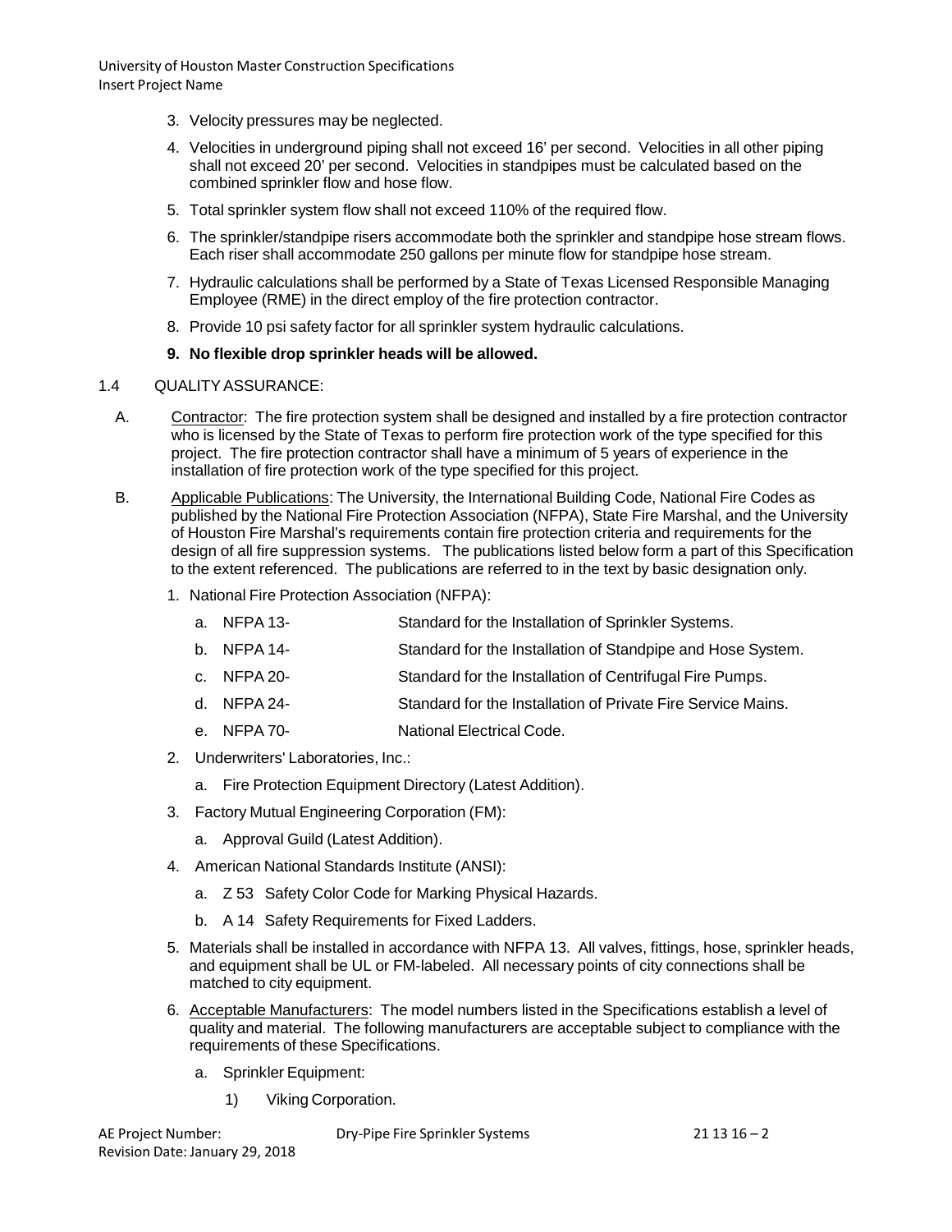3. Velocity pressures may be neglected.
4. Velocities in underground piping shall not exceed 16' per second. Velocities in all other piping shall not exceed 20' per second. Velocities in standpipes must be calculated based on the combined sprinkler flow and hose flow.
5. Total sprinkler system flow shall not exceed 110% of the required flow.
6. The sprinkler/standpipe risers accommodate both the sprinkler and standpipe hose stream flows. Each riser shall accommodate 250 gallons per minute flow for standpipe hose stream.
7. Hydraulic calculations shall be performed by a State of Texas Licensed Responsible Managing Employee (RME) in the direct employ of the fire protection contractor.
8. Provide 10 psi safety factor for all sprinkler system hydraulic calculations.
9. **No flexible drop sprinkler heads will be allowed.**

1.4 QUALITY ASSURANCE:

A. Contractor: The fire protection system shall be designed and installed by a fire protection contractor who is licensed by the State of Texas to perform fire protection work of the type specified for this project. The fire protection contractor shall have a minimum of 5 years of experience in the installation of fire protection work of the type specified for this project.

B. Applicable Publications: The University, the International Building Code, National Fire Codes as published by the National Fire Protection Association (NFPA), State Fire Marshal, and the University of Houston Fire Marshal's requirements contain fire protection criteria and requirements for the design of all fire suppression systems. The publications listed below form a part of this Specification to the extent referenced. The publications are referred to in the text by basic designation only.

1. National Fire Protection Association (NFPA):
   a. NFPA 13- Standard for the Installation of Sprinkler Systems.
   b. NFPA 14- Standard for the Installation of Standpipe and Hose System.
   c. NFPA 20- Standard for the Installation of Centrifugal Fire Pumps.
   d. NFPA 24- Standard for the Installation of Private Fire Service Mains.
   e. NFPA 70- National Electrical Code.
2. Underwriters' Laboratories, Inc.:
   a. Fire Protection Equipment Directory (Latest Addition).
3. Factory Mutual Engineering Corporation (FM):
   a. Approval Guild (Latest Addition).
4. American National Standards Institute (ANSI):
   a. Z 53 Safety Color Code for Marking Physical Hazards.
   b. A 14 Safety Requirements for Fixed Ladders.
5. Materials shall be installed in accordance with NFPA 13. All valves, fittings, hose, sprinkler heads, and equipment shall be UL or FM-labeled. All necessary points of city connections shall be matched to city equipment.
6. Acceptable Manufacturers: The model numbers listed in the Specifications establish a level of quality and material. The following manufacturers are acceptable subject to compliance with the requirements of these Specifications.
   a. Sprinkler Equipment:
      1) Viking Corporation.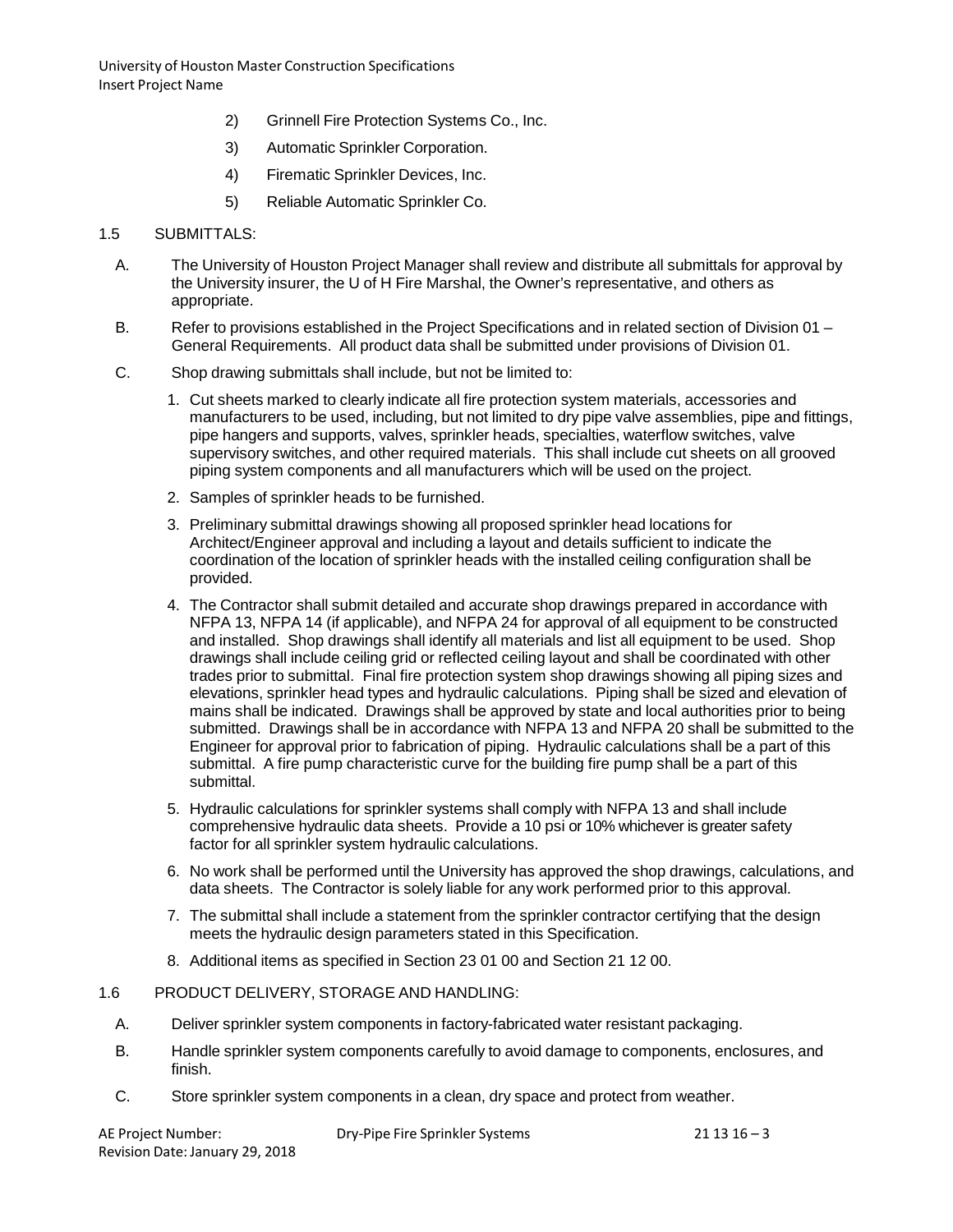2) Grinnell Fire Protection Systems Co., Inc.

3) Automatic Sprinkler Corporation.

4) Firematic Sprinkler Devices, Inc.

5) Reliable Automatic Sprinkler Co.

## 1.5 SUBMITTALS:

A. The University of Houston Project Manager shall review and distribute all submittals for approval by the University insurer, the U of H Fire Marshal, the Owner's representative, and others as appropriate.

B. Refer to provisions established in the Project Specifications and in related section of Division 01 – General Requirements. All product data shall be submitted under provisions of Division 01.

C. Shop drawing submittals shall include, but not be limited to:

1. Cut sheets marked to clearly indicate all fire protection system materials, accessories and manufacturers to be used, including, but not limited to dry pipe valve assemblies, pipe and fittings, pipe hangers and supports, valves, sprinkler heads, specialties, waterflow switches, valve supervisory switches, and other required materials. This shall include cut sheets on all grooved piping system components and all manufacturers which will be used on the project.
2. Samples of sprinkler heads to be furnished.
3. Preliminary submittal drawings showing all proposed sprinkler head locations for Architect/Engineer approval and including a layout and details sufficient to indicate the coordination of the location of sprinkler heads with the installed ceiling configuration shall be provided.
4. The Contractor shall submit detailed and accurate shop drawings prepared in accordance with NFPA 13, NFPA 14 (if applicable), and NFPA 24 for approval of all equipment to be constructed and installed. Shop drawings shall identify all materials and list all equipment to be used. Shop drawings shall include ceiling grid or reflected ceiling layout and shall be coordinated with other trades prior to submittal. Final fire protection system shop drawings showing all piping sizes and elevations, sprinkler head types and hydraulic calculations. Piping shall be sized and elevation of mains shall be indicated. Drawings shall be approved by state and local authorities prior to being submitted. Drawings shall be in accordance with NFPA 13 and NFPA 20 shall be submitted to the Engineer for approval prior to fabrication of piping. Hydraulic calculations shall be a part of this submittal. A fire pump characteristic curve for the building fire pump shall be a part of this submittal.
5. Hydraulic calculations for sprinkler systems shall comply with NFPA 13 and shall include comprehensive hydraulic data sheets. Provide a 10 psi or 10% whichever is greater safety factor for all sprinkler system hydraulic calculations.
6. No work shall be performed until the University has approved the shop drawings, calculations, and data sheets. The Contractor is solely liable for any work performed prior to this approval.
7. The submittal shall include a statement from the sprinkler contractor certifying that the design meets the hydraulic design parameters stated in this Specification.
8. Additional items as specified in Section 23 01 00 and Section 21 12 00.

## 1.6 PRODUCT DELIVERY, STORAGE AND HANDLING:

A. Deliver sprinkler system components in factory-fabricated water resistant packaging.

B. Handle sprinkler system components carefully to avoid damage to components, enclosures, and finish.

C. Store sprinkler system components in a clean, dry space and protect from weather.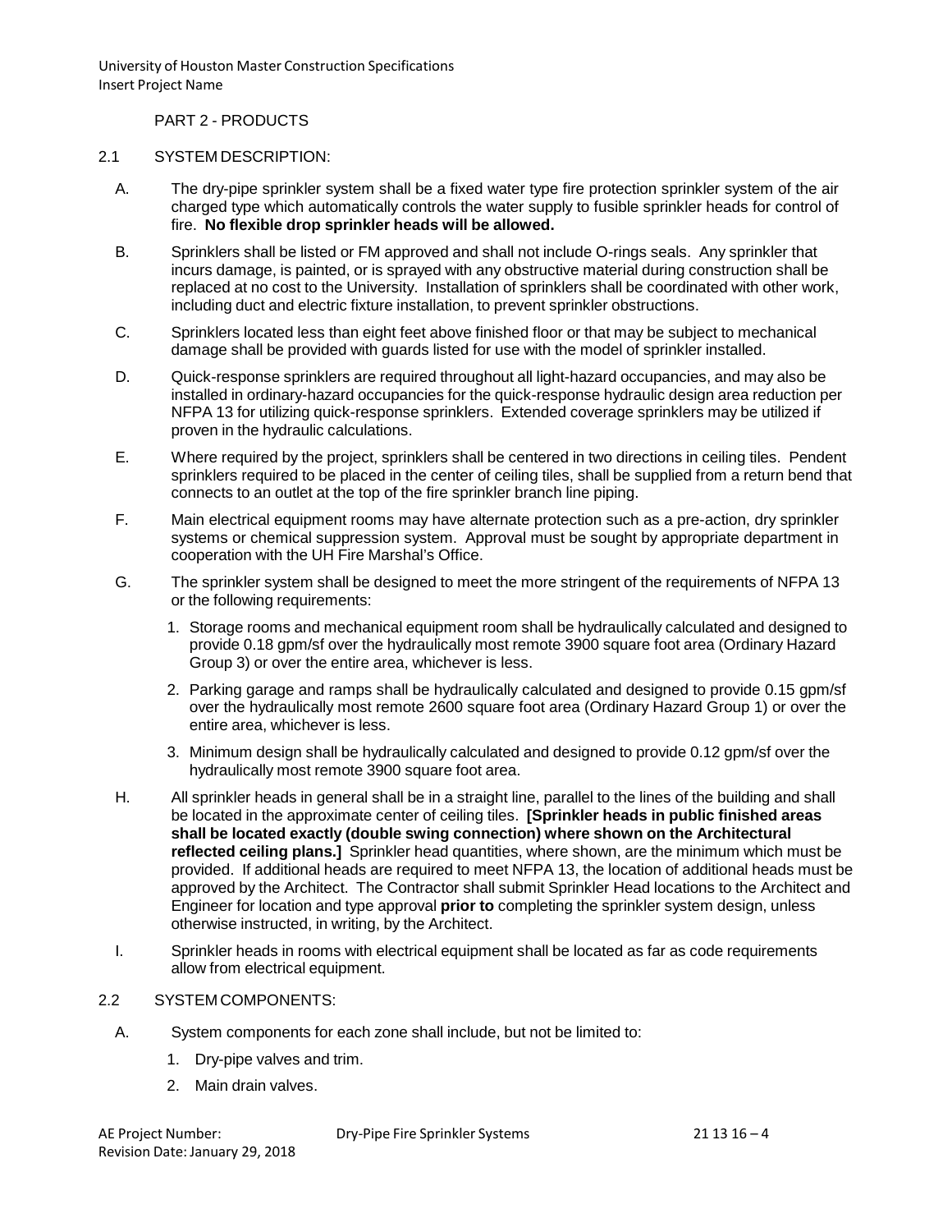PART 2 - PRODUCTS

## 2.1 SYSTEM DESCRIPTION:

A. The dry-pipe sprinkler system shall be a fixed water type fire protection sprinkler system of the air charged type which automatically controls the water supply to fusible sprinkler heads for control of fire. **No flexible drop sprinkler heads will be allowed.**

B. Sprinklers shall be listed or FM approved and shall not include O-rings seals. Any sprinkler that incurs damage, is painted, or is sprayed with any obstructive material during construction shall be replaced at no cost to the University. Installation of sprinklers shall be coordinated with other work, including duct and electric fixture installation, to prevent sprinkler obstructions.

C. Sprinklers located less than eight feet above finished floor or that may be subject to mechanical damage shall be provided with guards listed for use with the model of sprinkler installed.

D. Quick-response sprinklers are required throughout all light-hazard occupancies, and may also be installed in ordinary-hazard occupancies for the quick-response hydraulic design area reduction per NFPA 13 for utilizing quick-response sprinklers. Extended coverage sprinklers may be utilized if proven in the hydraulic calculations.

E. Where required by the project, sprinklers shall be centered in two directions in ceiling tiles. Pendent sprinklers required to be placed in the center of ceiling tiles, shall be supplied from a return bend that connects to an outlet at the top of the fire sprinkler branch line piping.

F. Main electrical equipment rooms may have alternate protection such as a pre-action, dry sprinkler systems or chemical suppression system. Approval must be sought by appropriate department in cooperation with the UH Fire Marshal's Office.

G. The sprinkler system shall be designed to meet the more stringent of the requirements of NFPA 13 or the following requirements:

1. Storage rooms and mechanical equipment room shall be hydraulically calculated and designed to provide 0.18 gpm/sf over the hydraulically most remote 3900 square foot area (Ordinary Hazard Group 3) or over the entire area, whichever is less.
2. Parking garage and ramps shall be hydraulically calculated and designed to provide 0.15 gpm/sf over the hydraulically most remote 2600 square foot area (Ordinary Hazard Group 1) or over the entire area, whichever is less.
3. Minimum design shall be hydraulically calculated and designed to provide 0.12 gpm/sf over the hydraulically most remote 3900 square foot area.

H. All sprinkler heads in general shall be in a straight line, parallel to the lines of the building and shall be located in the approximate center of ceiling tiles. **[Sprinkler heads in public finished areas shall be located exactly (double swing connection) where shown on the Architectural reflected ceiling plans.]** Sprinkler head quantities, where shown, are the minimum which must be provided. If additional heads are required to meet NFPA 13, the location of additional heads must be approved by the Architect. The Contractor shall submit Sprinkler Head locations to the Architect and Engineer for location and type approval **prior to** completing the sprinkler system design, unless otherwise instructed, in writing, by the Architect.

I. Sprinkler heads in rooms with electrical equipment shall be located as far as code requirements allow from electrical equipment.

## 2.2 SYSTEM COMPONENTS:

A. System components for each zone shall include, but not be limited to:

1. Dry-pipe valves and trim.
2. Main drain valves.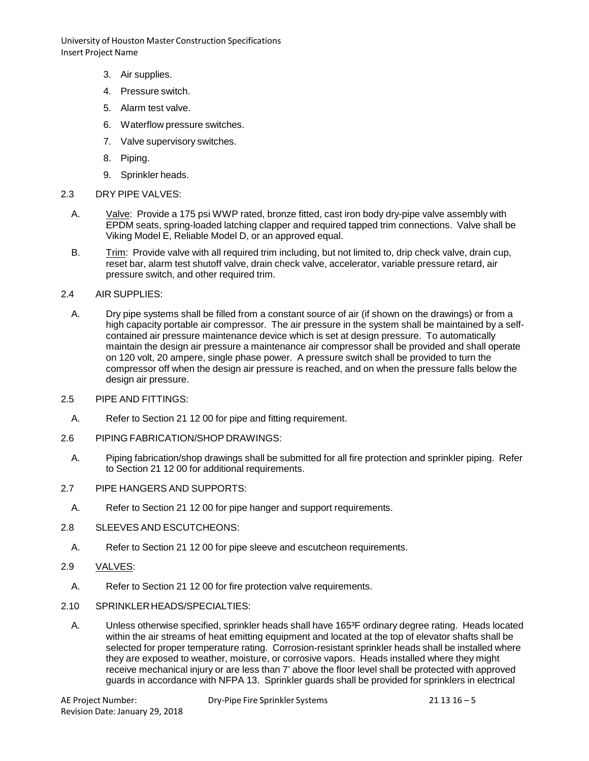3. Air supplies.
4. Pressure switch.
5. Alarm test valve.
6. Waterflow pressure switches.
7. Valve supervisory switches.
8. Piping.
9. Sprinkler heads.

## 2.3 DRY PIPE VALVES:

A. Valve: Provide a 175 psi WWP rated, bronze fitted, cast iron body dry-pipe valve assembly with EPDM seats, spring-loaded latching clapper and required tapped trim connections. Valve shall be Viking Model E, Reliable Model D, or an approved equal.

B. Trim: Provide valve with all required trim including, but not limited to, drip check valve, drain cup, reset bar, alarm test shutoff valve, drain check valve, accelerator, variable pressure retard, air pressure switch, and other required trim.

## 2.4 AIR SUPPLIES:

A. Dry pipe systems shall be filled from a constant source of air (if shown on the drawings) or from a high capacity portable air compressor. The air pressure in the system shall be maintained by a self-contained air pressure maintenance device which is set at design pressure. To automatically maintain the design air pressure a maintenance air compressor shall be provided and shall operate on 120 volt, 20 ampere, single phase power. A pressure switch shall be provided to turn the compressor off when the design air pressure is reached, and on when the pressure falls below the design air pressure.

## 2.5 PIPE AND FITTINGS:

A. Refer to Section 21 12 00 for pipe and fitting requirement.

## 2.6 PIPING FABRICATION/SHOP DRAWINGS:

A. Piping fabrication/shop drawings shall be submitted for all fire protection and sprinkler piping. Refer to Section 21 12 00 for additional requirements.

## 2.7 PIPE HANGERS AND SUPPORTS:

A. Refer to Section 21 12 00 for pipe hanger and support requirements.

## 2.8 SLEEVES AND ESCUTCHEONS:

A. Refer to Section 21 12 00 for pipe sleeve and escutcheon requirements.

## 2.9 VALVES:

A. Refer to Section 21 12 00 for fire protection valve requirements.

## 2.10 SPRINKLER HEADS/SPECIALTIES:

A. Unless otherwise specified, sprinkler heads shall have 165°F ordinary degree rating. Heads located within the air streams of heat emitting equipment and located at the top of elevator shafts shall be selected for proper temperature rating. Corrosion-resistant sprinkler heads shall be installed where they are exposed to weather, moisture, or corrosive vapors. Heads installed where they might receive mechanical injury or are less than 7' above the floor level shall be protected with approved guards in accordance with NFPA 13. Sprinkler guards shall be provided for sprinklers in electrical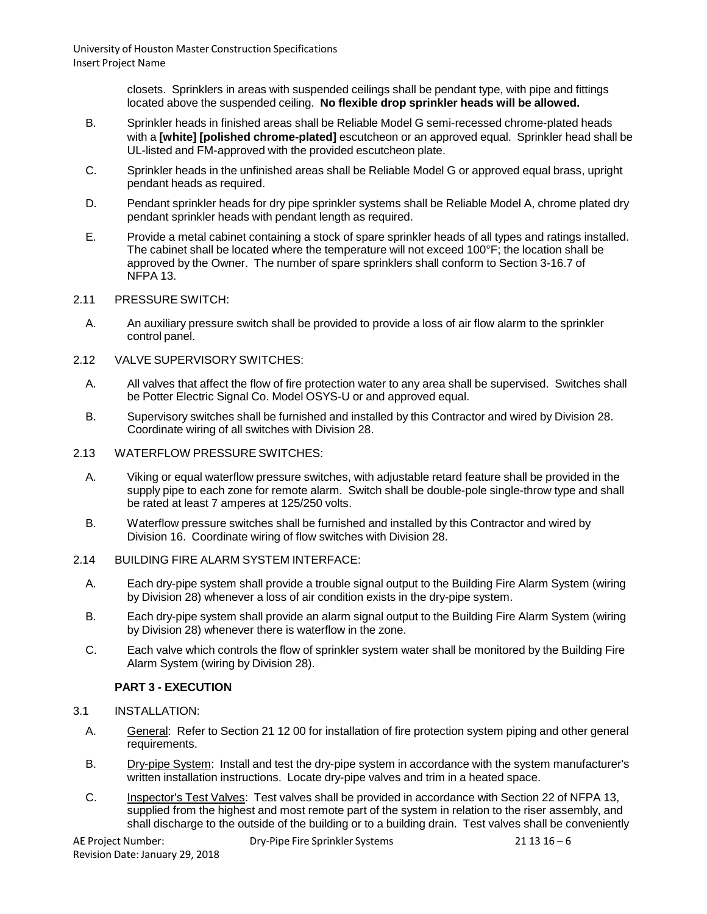closets. Sprinklers in areas with suspended ceilings shall be pendant type, with pipe and fittings located above the suspended ceiling. **No flexible drop sprinkler heads will be allowed.**

B. Sprinkler heads in finished areas shall be Reliable Model G semi-recessed chrome-plated heads with a **[white] [polished chrome-plated]** escutcheon or an approved equal. Sprinkler head shall be UL-listed and FM-approved with the provided escutcheon plate.

C. Sprinkler heads in the unfinished areas shall be Reliable Model G or approved equal brass, upright pendant heads as required.

D. Pendant sprinkler heads for dry pipe sprinkler systems shall be Reliable Model A, chrome plated dry pendant sprinkler heads with pendant length as required.

E. Provide a metal cabinet containing a stock of spare sprinkler heads of all types and ratings installed. The cabinet shall be located where the temperature will not exceed 100°F; the location shall be approved by the Owner. The number of spare sprinklers shall conform to Section 3-16.7 of NFPA 13.

2.11 PRESSURE SWITCH:

A. An auxiliary pressure switch shall be provided to provide a loss of air flow alarm to the sprinkler control panel.

2.12 VALVE SUPERVISORY SWITCHES:

A. All valves that affect the flow of fire protection water to any area shall be supervised. Switches shall be Potter Electric Signal Co. Model OSYS-U or and approved equal.

B. Supervisory switches shall be furnished and installed by this Contractor and wired by Division 28. Coordinate wiring of all switches with Division 28.

2.13 WATERFLOW PRESSURE SWITCHES:

A. Viking or equal waterflow pressure switches, with adjustable retard feature shall be provided in the supply pipe to each zone for remote alarm. Switch shall be double-pole single-throw type and shall be rated at least 7 amperes at 125/250 volts.

B. Waterflow pressure switches shall be furnished and installed by this Contractor and wired by Division 16. Coordinate wiring of flow switches with Division 28.

2.14 BUILDING FIRE ALARM SYSTEM INTERFACE:

A. Each dry-pipe system shall provide a trouble signal output to the Building Fire Alarm System (wiring by Division 28) whenever a loss of air condition exists in the dry-pipe system.

B. Each dry-pipe system shall provide an alarm signal output to the Building Fire Alarm System (wiring by Division 28) whenever there is waterflow in the zone.

C. Each valve which controls the flow of sprinkler system water shall be monitored by the Building Fire Alarm System (wiring by Division 28).

## PART 3 - EXECUTION

3.1 INSTALLATION:

A. General: Refer to Section 21 12 00 for installation of fire protection system piping and other general requirements.

B. Dry-pipe System: Install and test the dry-pipe system in accordance with the system manufacturer's written installation instructions. Locate dry-pipe valves and trim in a heated space.

C. Inspector's Test Valves: Test valves shall be provided in accordance with Section 22 of NFPA 13, supplied from the highest and most remote part of the system in relation to the riser assembly, and shall discharge to the outside of the building or to a building drain. Test valves shall be conveniently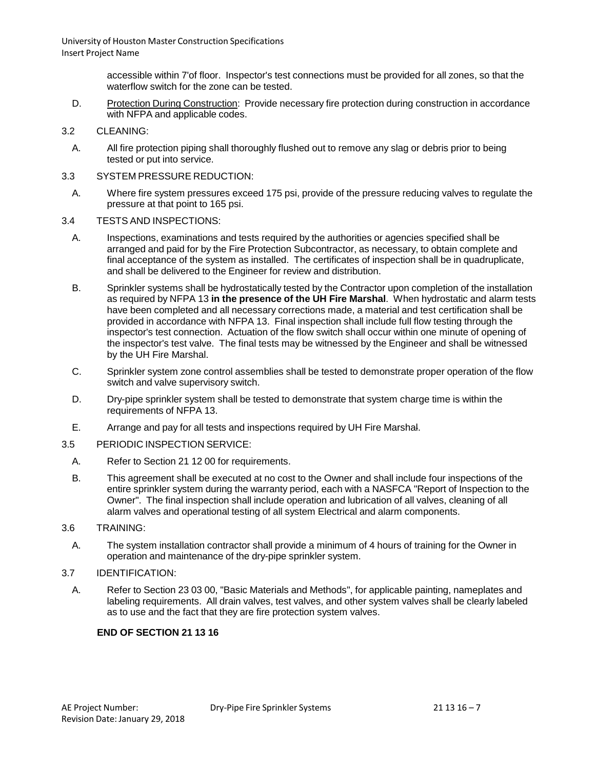accessible within 7'of floor. Inspector's test connections must be provided for all zones, so that the waterflow switch for the zone can be tested.

D. Protection During Construction: Provide necessary fire protection during construction in accordance with NFPA and applicable codes.

3.2 CLEANING:

A. All fire protection piping shall thoroughly flushed out to remove any slag or debris prior to being tested or put into service.

3.3 SYSTEM PRESSURE REDUCTION:

A. Where fire system pressures exceed 175 psi, provide of the pressure reducing valves to regulate the pressure at that point to 165 psi.

3.4 TESTS AND INSPECTIONS:

A. Inspections, examinations and tests required by the authorities or agencies specified shall be arranged and paid for by the Fire Protection Subcontractor, as necessary, to obtain complete and final acceptance of the system as installed. The certificates of inspection shall be in quadruplicate, and shall be delivered to the Engineer for review and distribution.

B. Sprinkler systems shall be hydrostatically tested by the Contractor upon completion of the installation as required by NFPA 13 **in the presence of the UH Fire Marshal**. When hydrostatic and alarm tests have been completed and all necessary corrections made, a material and test certification shall be provided in accordance with NFPA 13. Final inspection shall include full flow testing through the inspector's test connection. Actuation of the flow switch shall occur within one minute of opening of the inspector's test valve. The final tests may be witnessed by the Engineer and shall be witnessed by the UH Fire Marshal.

C. Sprinkler system zone control assemblies shall be tested to demonstrate proper operation of the flow switch and valve supervisory switch.

D. Dry-pipe sprinkler system shall be tested to demonstrate that system charge time is within the requirements of NFPA 13.

E. Arrange and pay for all tests and inspections required by UH Fire Marshal.

3.5 PERIODIC INSPECTION SERVICE:

A. Refer to Section 21 12 00 for requirements.

B. This agreement shall be executed at no cost to the Owner and shall include four inspections of the entire sprinkler system during the warranty period, each with a NASFCA "Report of Inspection to the Owner". The final inspection shall include operation and lubrication of all valves, cleaning of all alarm valves and operational testing of all system Electrical and alarm components.

3.6 TRAINING:

A. The system installation contractor shall provide a minimum of 4 hours of training for the Owner in operation and maintenance of the dry-pipe sprinkler system.

3.7 IDENTIFICATION:

A. Refer to Section 23 03 00, "Basic Materials and Methods", for applicable painting, nameplates and labeling requirements. All drain valves, test valves, and other system valves shall be clearly labeled as to use and the fact that they are fire protection system valves.

**END OF SECTION 21 13 16**